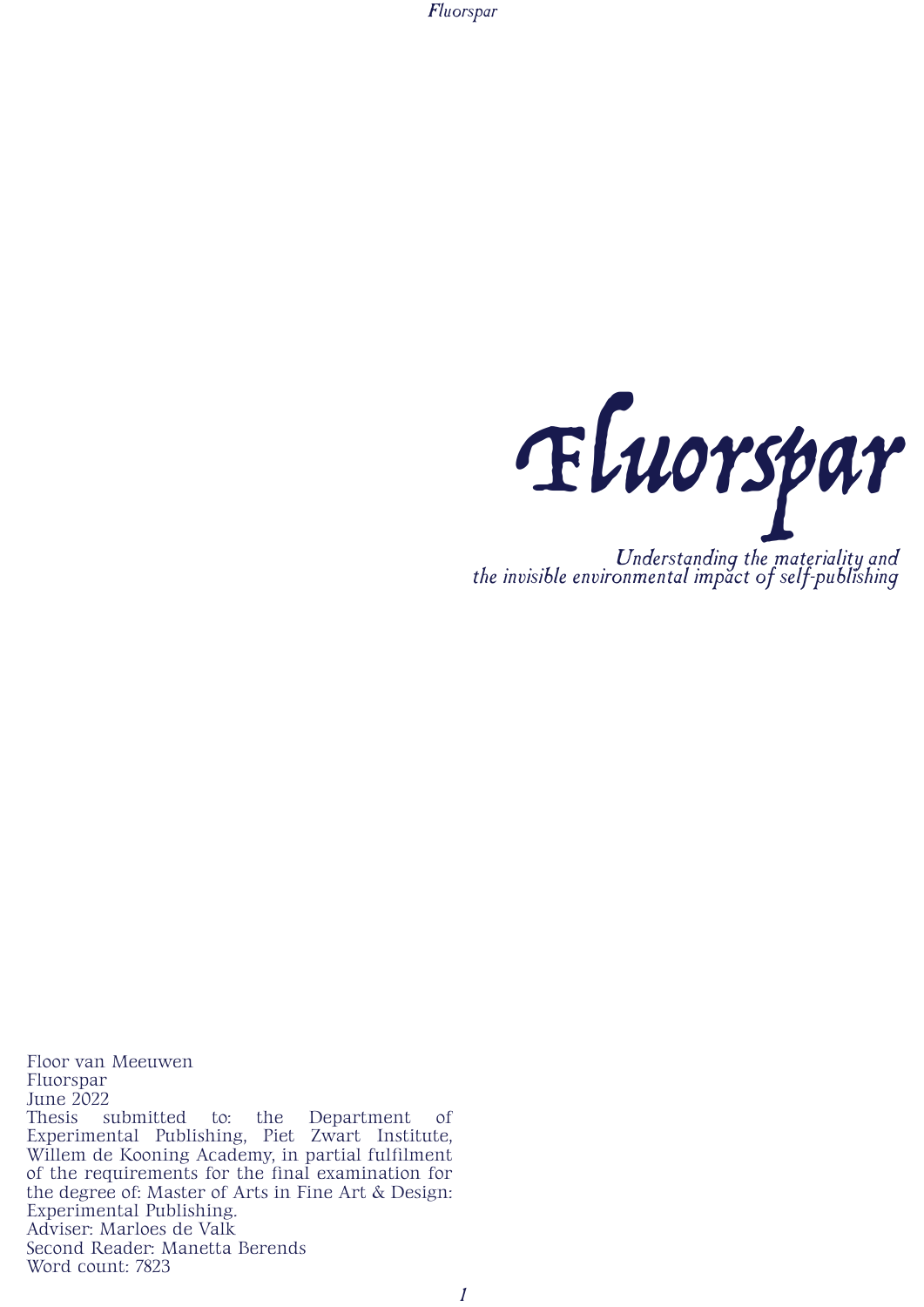# Fluorspar

*Understanding the materiality and the invisible environmental impact of self-publishing*

Floor van Meeuwen
Fluorspar
June 2022
Thesis submitted to: the Department of Experimental Publishing, Piet Zwart Institute, Willem de Kooning Academy, in partial fulfilment of the requirements for the final examination for the degree of: Master of Arts in Fine Art & Design: Experimental Publishing.
Adviser: Marloes de Valk
Second Reader: Manetta Berends
Word count: 7823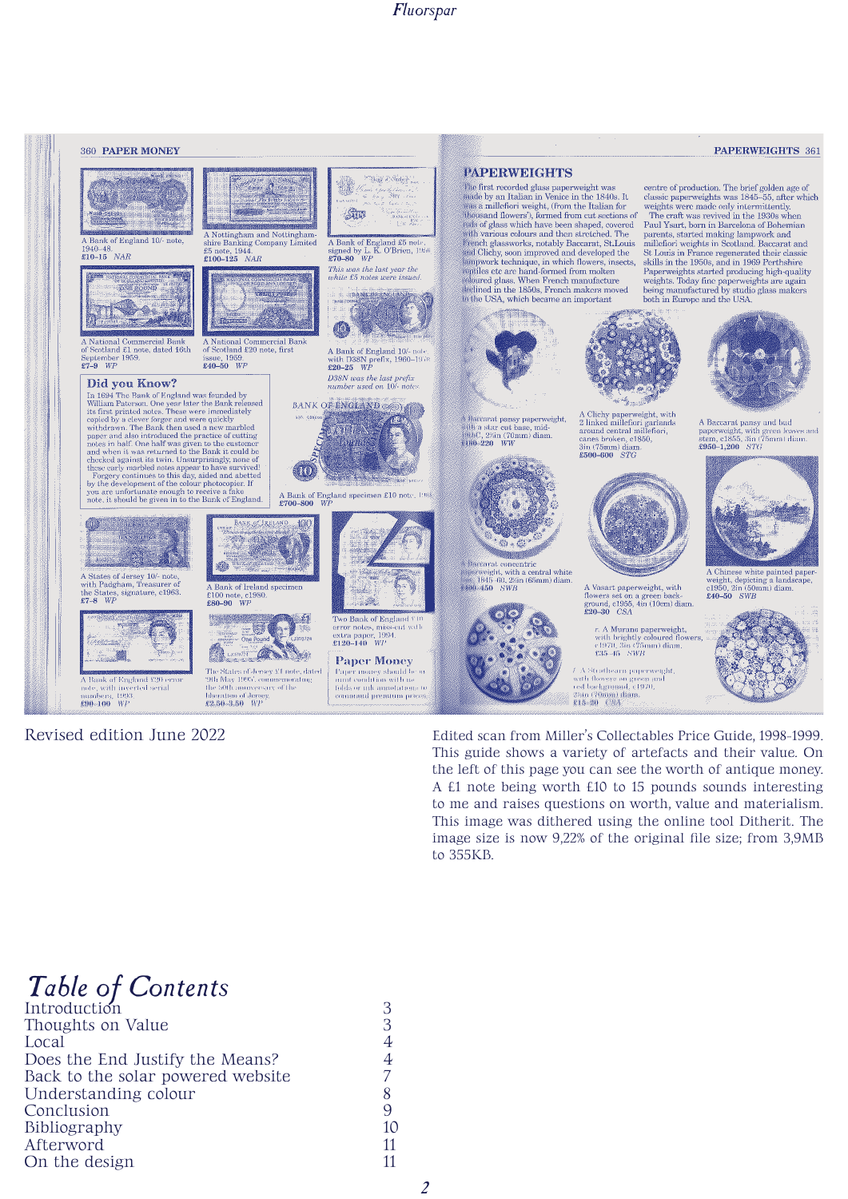Revised edition June 2022

Edited scan from Miller's Collectables Price Guide, 1998-1999. This guide shows a variety of artefacts and their value. On the left of this page you can see the worth of antique money. A £1 note being worth £10 to 15 pounds sounds interesting to me and raises questions on worth, value and materialism. This image was dithered using the online tool Ditherit. The image size is now 9,22% of the original file size; from 3,9MB to 355KB.

# Table of Contents

| | |
|---|---|
| Introduction | 3 |
| Thoughts on Value | 3 |
| Local | 4 |
| Does the End Justify the Means? | 4 |
| Back to the solar powered website | 7 |
| Understanding colour | 8 |
| Conclusion | 9 |
| Bibliography | 10 |
| Afterword | 11 |
| On the design | 11 |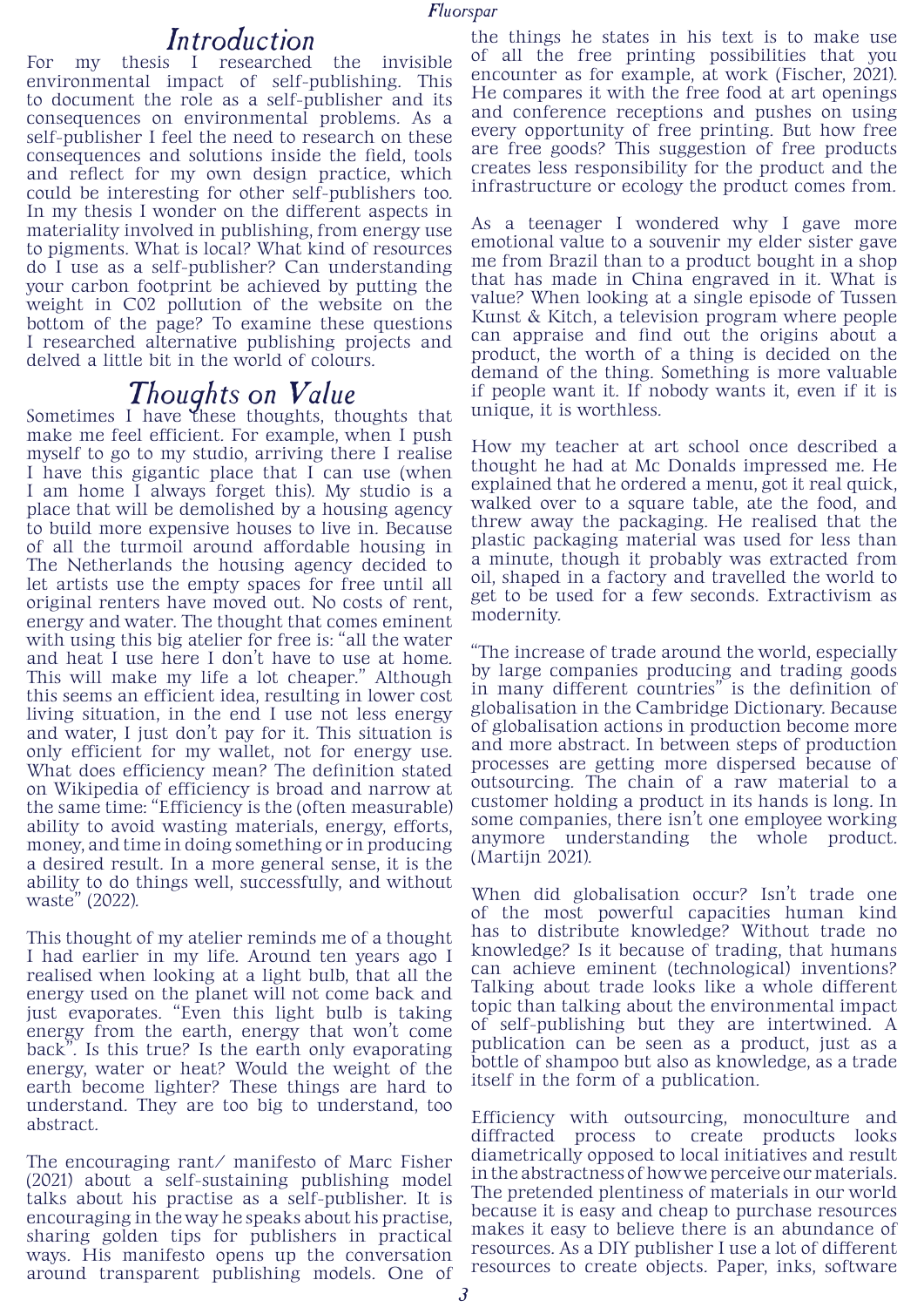## Introduction

For my thesis I researched the invisible environmental impact of self-publishing. This to document the role as a self-publisher and its consequences on environmental problems. As a self-publisher I feel the need to research on these consequences and solutions inside the field, tools and reflect for my own design practice, which could be interesting for other self-publishers too. In my thesis I wonder on the different aspects in materiality involved in publishing, from energy use to pigments. What is local? What kind of resources do I use as a self-publisher? Can understanding your carbon footprint be achieved by putting the weight in C02 pollution of the website on the bottom of the page? To examine these questions I researched alternative publishing projects and delved a little bit in the world of colours.

## Thoughts on Value

Sometimes I have these thoughts, thoughts that make me feel efficient. For example, when I push myself to go to my studio, arriving there I realise I have this gigantic place that I can use (when I am home I always forget this). My studio is a place that will be demolished by a housing agency to build more expensive houses to live in. Because of all the turmoil around affordable housing in The Netherlands the housing agency decided to let artists use the empty spaces for free until all original renters have moved out. No costs of rent, energy and water. The thought that comes eminent with using this big atelier for free is: "all the water and heat I use here I don't have to use at home. This will make my life a lot cheaper." Although this seems an efficient idea, resulting in lower cost living situation, in the end I use not less energy and water, I just don't pay for it. This situation is only efficient for my wallet, not for energy use. What does efficiency mean? The definition stated on Wikipedia of efficiency is broad and narrow at the same time: "Efficiency is the (often measurable) ability to avoid wasting materials, energy, efforts, money, and time in doing something or in producing a desired result. In a more general sense, it is the ability to do things well, successfully, and without waste" (2022).

This thought of my atelier reminds me of a thought I had earlier in my life. Around ten years ago I realised when looking at a light bulb, that all the energy used on the planet will not come back and just evaporates. "Even this light bulb is taking energy from the earth, energy that won't come back". Is this true? Is the earth only evaporating energy, water or heat? Would the weight of the earth become lighter? These things are hard to understand. They are too big to understand, too abstract.

The encouraging rant/ manifesto of Marc Fisher (2021) about a self-sustaining publishing model talks about his practise as a self-publisher. It is encouraging in the way he speaks about his practise, sharing golden tips for publishers in practical ways. His manifesto opens up the conversation around transparent publishing models. One of the things he states in his text is to make use of all the free printing possibilities that you encounter as for example, at work (Fischer, 2021). He compares it with the free food at art openings and conference receptions and pushes on using every opportunity of free printing. But how free are free goods? This suggestion of free products creates less responsibility for the product and the infrastructure or ecology the product comes from.

As a teenager I wondered why I gave more emotional value to a souvenir my elder sister gave me from Brazil than to a product bought in a shop that has made in China engraved in it. What is value? When looking at a single episode of Tussen Kunst & Kitch, a television program where people can appraise and find out the origins about a product, the worth of a thing is decided on the demand of the thing. Something is more valuable if people want it. If nobody wants it, even if it is unique, it is worthless.

How my teacher at art school once described a thought he had at Mc Donalds impressed me. He explained that he ordered a menu, got it real quick, walked over to a square table, ate the food, and threw away the packaging. He realised that the plastic packaging material was used for less than a minute, though it probably was extracted from oil, shaped in a factory and travelled the world to get to be used for a few seconds. Extractivism as modernity.

"The increase of trade around the world, especially by large companies producing and trading goods in many different countries" is the definition of globalisation in the Cambridge Dictionary. Because of globalisation actions in production become more and more abstract. In between steps of production processes are getting more dispersed because of outsourcing. The chain of a raw material to a customer holding a product in its hands is long. In some companies, there isn't one employee working anymore understanding the whole product. (Martijn 2021).

When did globalisation occur? Isn't trade one of the most powerful capacities human kind has to distribute knowledge? Without trade no knowledge? Is it because of trading, that humans can achieve eminent (technological) inventions? Talking about trade looks like a whole different topic than talking about the environmental impact of self-publishing but they are intertwined. A publication can be seen as a product, just as a bottle of shampoo but also as knowledge, as a trade itself in the form of a publication.

Efficiency with outsourcing, monoculture and diffracted process to create products looks diametrically opposed to local initiatives and result in the abstractness of how we perceive our materials. The pretended plentiness of materials in our world because it is easy and cheap to purchase resources makes it easy to believe there is an abundance of resources. As a DIY publisher I use a lot of different resources to create objects. Paper, inks, software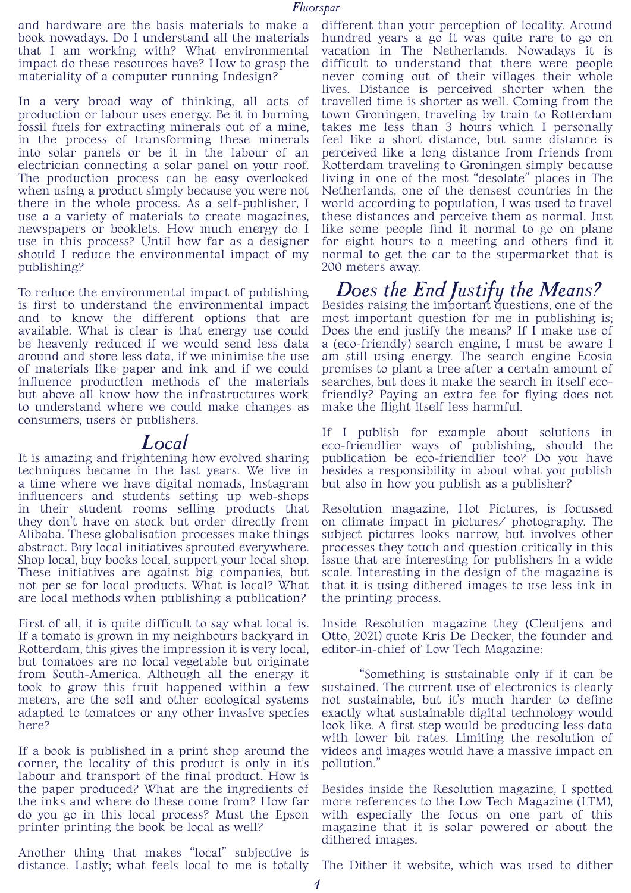and hardware are the basis materials to make a book nowadays. Do I understand all the materials that I am working with? What environmental impact do these resources have? How to grasp the materiality of a computer running Indesign?

In a very broad way of thinking, all acts of production or labour uses energy. Be it in burning fossil fuels for extracting minerals out of a mine, in the process of transforming these minerals into solar panels or be it in the labour of an electrician connecting a solar panel on your roof. The production process can be easy overlooked when using a product simply because you were not there in the whole process. As a self-publisher, I use a a variety of materials to create magazines, newspapers or booklets. How much energy do I use in this process? Until how far as a designer should I reduce the environmental impact of my publishing?

To reduce the environmental impact of publishing is first to understand the environmental impact and to know the different options that are available. What is clear is that energy use could be heavenly reduced if we would send less data around and store less data, if we minimise the use of materials like paper and ink and if we could influence production methods of the materials but above all know how the infrastructures work to understand where we could make changes as consumers, users or publishers.

# Local

It is amazing and frightening how evolved sharing techniques became in the last years. We live in a time where we have digital nomads, Instagram influencers and students setting up web-shops in their student rooms selling products that they don't have on stock but order directly from Alibaba. These globalisation processes make things abstract. Buy local initiatives sprouted everywhere. Shop local, buy books local, support your local shop. These initiatives are against big companies, but not per se for local products. What is local? What are local methods when publishing a publication?

First of all, it is quite difficult to say what local is. If a tomato is grown in my neighbours backyard in Rotterdam, this gives the impression it is very local, but tomatoes are no local vegetable but originate from South-America. Although all the energy it took to grow this fruit happened within a few meters, are the soil and other ecological systems adapted to tomatoes or any other invasive species here?

If a book is published in a print shop around the corner, the locality of this product is only in it's labour and transport of the final product. How is the paper produced? What are the ingredients of the inks and where do these come from? How far do you go in this local process? Must the Epson printer printing the book be local as well?

Another thing that makes "local" subjective is distance. Lastly; what feels local to me is totally different than your perception of locality. Around hundred years a go it was quite rare to go on vacation in The Netherlands. Nowadays it is difficult to understand that there were people never coming out of their villages their whole lives. Distance is perceived shorter when the travelled time is shorter as well. Coming from the town Groningen, traveling by train to Rotterdam takes me less than 3 hours which I personally feel like a short distance, but same distance is perceived like a long distance from friends from Rotterdam traveling to Groningen simply because living in one of the most "desolate" places in The Netherlands, one of the densest countries in the world according to population, I was used to travel these distances and perceive them as normal. Just like some people find it normal to go on plane for eight hours to a meeting and others find it normal to get the car to the supermarket that is 200 meters away.

# Does the End Justify the Means?

Besides raising the important questions, one of the most important question for me in publishing is; Does the end justify the means? If I make use of a (eco-friendly) search engine, I must be aware I am still using energy. The search engine Ecosia promises to plant a tree after a certain amount of searches, but does it make the search in itself eco-friendly? Paying an extra fee for flying does not make the flight itself less harmful.

If I publish for example about solutions in eco-friendlier ways of publishing, should the publication be eco-friendlier too? Do you have besides a responsibility in about what you publish but also in how you publish as a publisher?

Resolution magazine, Hot Pictures, is focussed on climate impact in pictures/ photography. The subject pictures looks narrow, but involves other processes they touch and question critically in this issue that are interesting for publishers in a wide scale. Interesting in the design of the magazine is that it is using dithered images to use less ink in the printing process.

Inside Resolution magazine they (Cleutjens and Otto, 2021) quote Kris De Decker, the founder and editor-in-chief of Low Tech Magazine:

> "Something is sustainable only if it can be sustained. The current use of electronics is clearly not sustainable, but it's much harder to define exactly what sustainable digital technology would look like. A first step would be producing less data with lower bit rates. Limiting the resolution of videos and images would have a massive impact on pollution."

Besides inside the Resolution magazine, I spotted more references to the Low Tech Magazine (LTM), with especially the focus on one part of this magazine that it is solar powered or about the dithered images.

The Dither it website, which was used to dither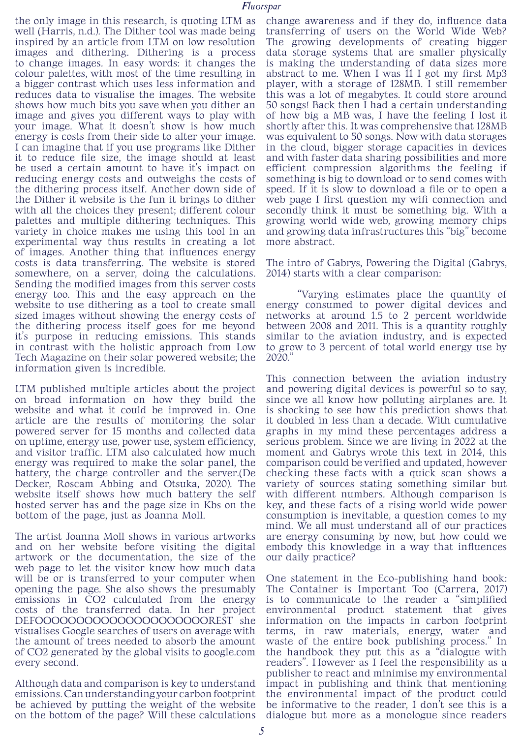the only image in this research, is quoting LTM as well (Harris, n.d.). The Dither tool was made being inspired by an article from LTM on low resolution images and dithering. Dithering is a process to change images. In easy words: it changes the colour palettes, with most of the time resulting in a bigger contrast which uses less information and reduces data to visualise the images. The website shows how much bits you save when you dither an image and gives you different ways to play with your image. What it doesn't show is how much energy is costs from their side to alter your image. I can imagine that if you use programs like Dither it to reduce file size, the image should at least be used a certain amount to have it's impact on reducing energy costs and outweighs the costs of the dithering process itself. Another down side of the Dither it website is the fun it brings to dither with all the choices they present; different colour palettes and multiple dithering techniques. This variety in choice makes me using this tool in an experimental way thus results in creating a lot of images. Another thing that influences energy costs is data transferring. The website is stored somewhere, on a server, doing the calculations. Sending the modified images from this server costs energy too. This and the easy approach on the website to use dithering as a tool to create small sized images without showing the energy costs of the dithering process itself goes for me beyond it's purpose in reducing emissions. This stands in contrast with the holistic approach from Low Tech Magazine on their solar powered website; the information given is incredible.

LTM published multiple articles about the project on broad information on how they build the website and what it could be improved in. One article are the results of monitoring the solar powered server for 15 months and collected data on uptime, energy use, power use, system efficiency, and visitor traffic. LTM also calculated how much energy was required to make the solar panel, the battery, the charge controller and the server.(De Decker, Roscam Abbing and Otsuka, 2020). The website itself shows how much battery the self hosted server has and the page size in Kbs on the bottom of the page, just as Joanna Moll.

The artist Joanna Moll shows in various artworks and on her website before visiting the digital artwork or the documentation, the size of the web page to let the visitor know how much data will be or is transferred to your computer when opening the page. She also shows the presumably emissions in CO2 calculated from the energy costs of the transferred data. In her project DEFOOOOOOOOOOOOOOOOOOOOOOREST she visualises Google searches of users on average with the amount of trees needed to absorb the amount of CO2 generated by the global visits to google.com every second.

Although data and comparison is key to understand emissions. Can understanding your carbon footprint be achieved by putting the weight of the website on the bottom of the page? Will these calculations change awareness and if they do, influence data transferring of users on the World Wide Web? The growing developments of creating bigger data storage systems that are smaller physically is making the understanding of data sizes more abstract to me. When I was 11 I got my first Mp3 player, with a storage of 128MB. I still remember this was a lot of megabytes. It could store around 50 songs! Back then I had a certain understanding of how big a MB was, I have the feeling I lost it shortly after this. It was comprehensive that 128MB was equivalent to 50 songs. Now with data storages in the cloud, bigger storage capacities in devices and with faster data sharing possibilities and more efficient compression algorithms the feeling if something is big to download or to send comes with speed. If it is slow to download a file or to open a web page I first question my wifi connection and secondly think it must be something big. With a growing world wide web, growing memory chips and growing data infrastructures this "big" become more abstract.

The intro of Gabrys, Powering the Digital (Gabrys, 2014) starts with a clear comparison:

> "Varying estimates place the quantity of energy consumed to power digital devices and networks at around 1.5 to 2 percent worldwide between 2008 and 2011. This is a quantity roughly similar to the aviation industry, and is expected to grow to 3 percent of total world energy use by 2020."

This connection between the aviation industry and powering digital devices is powerful so to say, since we all know how polluting airplanes are. It is shocking to see how this prediction shows that it doubled in less than a decade. With cumulative graphs in my mind these percentages address a serious problem. Since we are living in 2022 at the moment and Gabrys wrote this text in 2014, this comparison could be verified and updated, however checking these facts with a quick scan shows a variety of sources stating something similar but with different numbers. Although comparison is key, and these facts of a rising world wide power consumption is inevitable, a question comes to my mind. We all must understand all of our practices are energy consuming by now, but how could we embody this knowledge in a way that influences our daily practice?

One statement in the Eco-publishing hand book: The Container is Important Too (Carrera, 2017) is to communicate to the reader a "simplified environmental product statement that gives information on the impacts in carbon footprint terms, in raw materials, energy, water and waste of the entire book publishing process." In the handbook they put this as a "dialogue with readers". However as I feel the responsibility as a publisher to react and minimise my environmental impact in publishing and think that mentioning the environmental impact of the product could be informative to the reader, I don't see this is a dialogue but more as a monologue since readers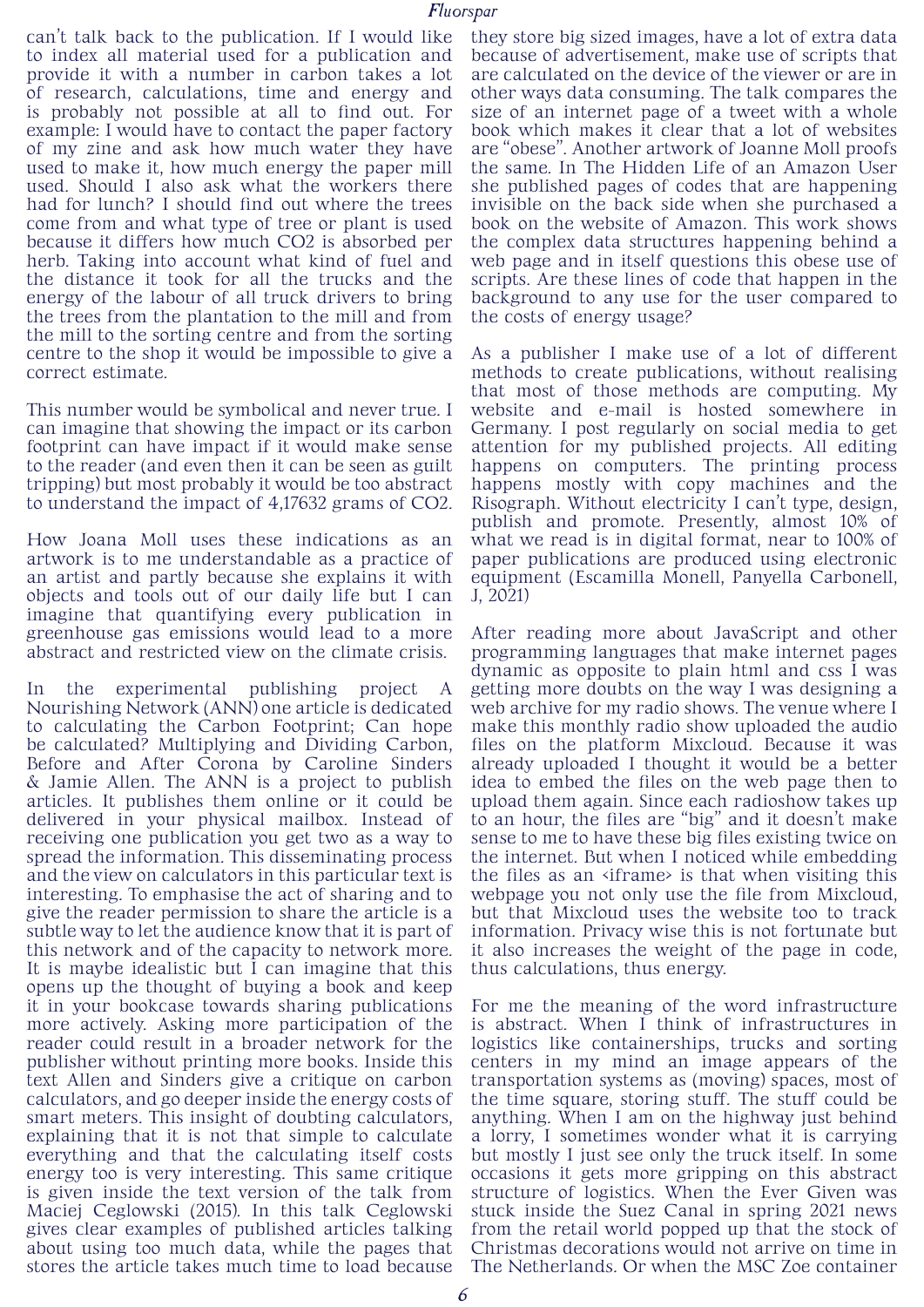can't talk back to the publication. If I would like to index all material used for a publication and provide it with a number in carbon takes a lot of research, calculations, time and energy and is probably not possible at all to find out. For example: I would have to contact the paper factory of my zine and ask how much water they have used to make it, how much energy the paper mill used. Should I also ask what the workers there had for lunch? I should find out where the trees come from and what type of tree or plant is used because it differs how much $CO_2$ is absorbed per herb. Taking into account what kind of fuel and the distance it took for all the trucks and the energy of the labour of all truck drivers to bring the trees from the plantation to the mill and from the mill to the sorting centre and from the sorting centre to the shop it would be impossible to give a correct estimate.

This number would be symbolical and never true. I can imagine that showing the impact or its carbon footprint can have impact if it would make sense to the reader (and even then it can be seen as guilt tripping) but most probably it would be too abstract to understand the impact of 4,17632 grams of $CO_2$.

How Joana Moll uses these indications as an artwork is to me understandable as a practice of an artist and partly because she explains it with objects and tools out of our daily life but I can imagine that quantifying every publication in greenhouse gas emissions would lead to a more abstract and restricted view on the climate crisis.

In the experimental publishing project A Nourishing Network (ANN) one article is dedicated to calculating the Carbon Footprint; Can hope be calculated? Multiplying and Dividing Carbon, Before and After Corona by Caroline Sinders & Jamie Allen. The ANN is a project to publish articles. It publishes them online or it could be delivered in your physical mailbox. Instead of receiving one publication you get two as a way to spread the information. This disseminating process and the view on calculators in this particular text is interesting. To emphasise the act of sharing and to give the reader permission to share the article is a subtle way to let the audience know that it is part of this network and of the capacity to network more. It is maybe idealistic but I can imagine that this opens up the thought of buying a book and keep it in your bookcase towards sharing publications more actively. Asking more participation of the reader could result in a broader network for the publisher without printing more books. Inside this text Allen and Sinders give a critique on carbon calculators, and go deeper inside the energy costs of smart meters. This insight of doubting calculators, explaining that it is not that simple to calculate everything and that the calculating itself costs energy too is very interesting. This same critique is given inside the text version of the talk from Maciej Ceglowski (2015). In this talk Ceglowski gives clear examples of published articles talking about using too much data, while the pages that stores the article takes much time to load because they store big sized images, have a lot of extra data because of advertisement, make use of scripts that are calculated on the device of the viewer or are in other ways data consuming. The talk compares the size of an internet page of a tweet with a whole book which makes it clear that a lot of websites are "obese". Another artwork of Joanne Moll proofs the same. In The Hidden Life of an Amazon User she published pages of codes that are happening invisible on the back side when she purchased a book on the website of Amazon. This work shows the complex data structures happening behind a web page and in itself questions this obese use of scripts. Are these lines of code that happen in the background to any use for the user compared to the costs of energy usage?

As a publisher I make use of a lot of different methods to create publications, without realising that most of those methods are computing. My website and e-mail is hosted somewhere in Germany. I post regularly on social media to get attention for my published projects. All editing happens on computers. The printing process happens mostly with copy machines and the Risograph. Without electricity I can't type, design, publish and promote. Presently, almost 10% of what we read is in digital format, near to 100% of paper publications are produced using electronic equipment (Escamilla Monell, Panyella Carbonell, J, 2021)

After reading more about JavaScript and other programming languages that make internet pages dynamic as opposite to plain html and css I was getting more doubts on the way I was designing a web archive for my radio shows. The venue where I make this monthly radio show uploaded the audio files on the platform Mixcloud. Because it was already uploaded I thought it would be a better idea to embed the files on the web page then to upload them again. Since each radioshow takes up to an hour, the files are "big" and it doesn't make sense to me to have these big files existing twice on the internet. But when I noticed while embedding the files as an <iframe> is that when visiting this webpage you not only use the file from Mixcloud, but that Mixcloud uses the website too to track information. Privacy wise this is not fortunate but it also increases the weight of the page in code, thus calculations, thus energy.

For me the meaning of the word infrastructure is abstract. When I think of infrastructures in logistics like containerships, trucks and sorting centers in my mind an image appears of the transportation systems as (moving) spaces, most of the time square, storing stuff. The stuff could be anything. When I am on the highway just behind a lorry, I sometimes wonder what it is carrying but mostly I just see only the truck itself. In some occasions it gets more gripping on this abstract structure of logistics. When the Ever Given was stuck inside the Suez Canal in spring 2021 news from the retail world popped up that the stock of Christmas decorations would not arrive on time in The Netherlands. Or when the MSC Zoe container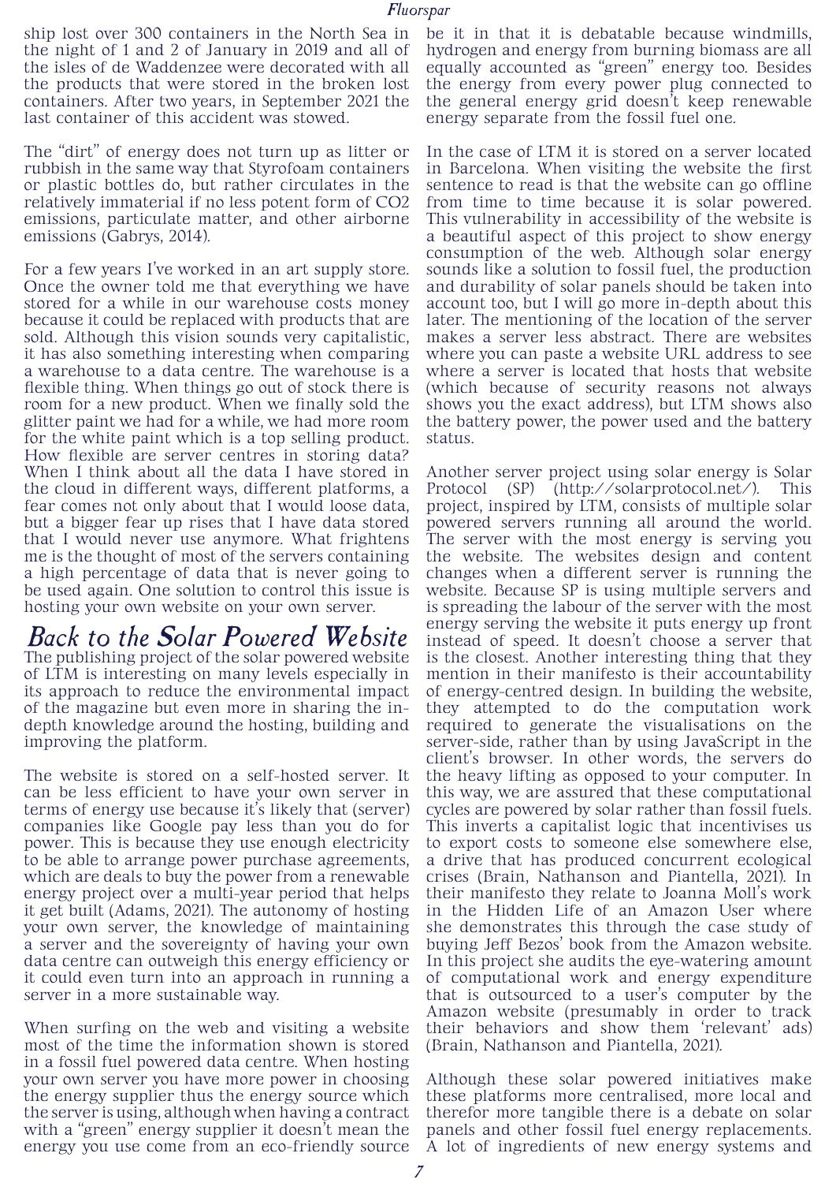ship lost over 300 containers in the North Sea in the night of 1 and 2 of January in 2019 and all of the isles of de Waddenzee were decorated with all the products that were stored in the broken lost containers. After two years, in September 2021 the last container of this accident was stowed.

The "dirt" of energy does not turn up as litter or rubbish in the same way that Styrofoam containers or plastic bottles do, but rather circulates in the relatively immaterial if no less potent form of CO2 emissions, particulate matter, and other airborne emissions (Gabrys, 2014).

For a few years I've worked in an art supply store. Once the owner told me that everything we have stored for a while in our warehouse costs money because it could be replaced with products that are sold. Although this vision sounds very capitalistic, it has also something interesting when comparing a warehouse to a data centre. The warehouse is a flexible thing. When things go out of stock there is room for a new product. When we finally sold the glitter paint we had for a while, we had more room for the white paint which is a top selling product. How flexible are server centres in storing data? When I think about all the data I have stored in the cloud in different ways, different platforms, a fear comes not only about that I would loose data, but a bigger fear up rises that I have data stored that I would never use anymore. What frightens me is the thought of most of the servers containing a high percentage of data that is never going to be used again. One solution to control this issue is hosting your own website on your own server.

## Back to the Solar Powered Website

The publishing project of the solar powered website of LTM is interesting on many levels especially in its approach to reduce the environmental impact of the magazine but even more in sharing the in-depth knowledge around the hosting, building and improving the platform.

The website is stored on a self-hosted server. It can be less efficient to have your own server in terms of energy use because it's likely that (server) companies like Google pay less than you do for power. This is because they use enough electricity to be able to arrange power purchase agreements, which are deals to buy the power from a renewable energy project over a multi-year period that helps it get built (Adams, 2021). The autonomy of hosting your own server, the knowledge of maintaining a server and the sovereignty of having your own data centre can outweigh this energy efficiency or it could even turn into an approach in running a server in a more sustainable way.

When surfing on the web and visiting a website most of the time the information shown is stored in a fossil fuel powered data centre. When hosting your own server you have more power in choosing the energy supplier thus the energy source which the server is using, although when having a contract with a "green" energy supplier it doesn't mean the energy you use come from an eco-friendly source be it in that it is debatable because windmills, hydrogen and energy from burning biomass are all equally accounted as "green" energy too. Besides the energy from every power plug connected to the general energy grid doesn't keep renewable energy separate from the fossil fuel one.

In the case of LTM it is stored on a server located in Barcelona. When visiting the website the first sentence to read is that the website can go offline from time to time because it is solar powered. This vulnerability in accessibility of the website is a beautiful aspect of this project to show energy consumption of the web. Although solar energy sounds like a solution to fossil fuel, the production and durability of solar panels should be taken into account too, but I will go more in-depth about this later. The mentioning of the location of the server makes a server less abstract. There are websites where you can paste a website URL address to see where a server is located that hosts that website (which because of security reasons not always shows you the exact address), but LTM shows also the battery power, the power used and the battery status.

Another server project using solar energy is Solar Protocol (SP) (http://solarprotocol.net/). This project, inspired by LTM, consists of multiple solar powered servers running all around the world. The server with the most energy is serving you the website. The websites design and content changes when a different server is running the website. Because SP is using multiple servers and is spreading the labour of the server with the most energy serving the website it puts energy up front instead of speed. It doesn't choose a server that is the closest. Another interesting thing that they mention in their manifesto is their accountability of energy-centred design. In building the website, they attempted to do the computation work required to generate the visualisations on the server-side, rather than by using JavaScript in the client's browser. In other words, the servers do the heavy lifting as opposed to your computer. In this way, we are assured that these computational cycles are powered by solar rather than fossil fuels. This inverts a capitalist logic that incentivises us to export costs to someone else somewhere else, a drive that has produced concurrent ecological crises (Brain, Nathanson and Piantella, 2021). In their manifesto they relate to Joanna Moll's work in the Hidden Life of an Amazon User where she demonstrates this through the case study of buying Jeff Bezos' book from the Amazon website. In this project she audits the eye-watering amount of computational work and energy expenditure that is outsourced to a user's computer by the Amazon website (presumably in order to track their behaviors and show them 'relevant' ads) (Brain, Nathanson and Piantella, 2021).

Although these solar powered initiatives make these platforms more centralised, more local and therefor more tangible there is a debate on solar panels and other fossil fuel energy replacements. A lot of ingredients of new energy systems and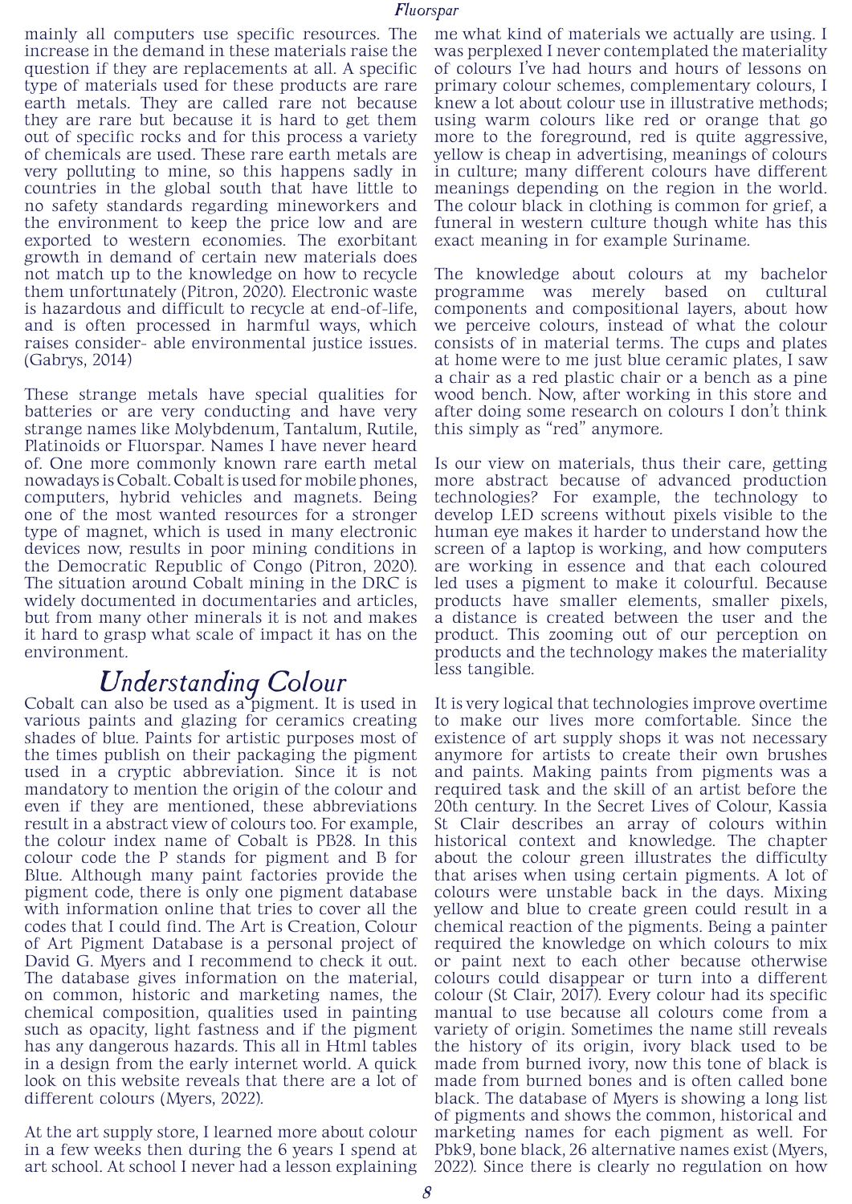mainly all computers use specific resources. The increase in the demand in these materials raise the question if they are replacements at all. A specific type of materials used for these products are rare earth metals. They are called rare not because they are rare but because it is hard to get them out of specific rocks and for this process a variety of chemicals are used. These rare earth metals are very polluting to mine, so this happens sadly in countries in the global south that have little to no safety standards regarding mineworkers and the environment to keep the price low and are exported to western economies. The exorbitant growth in demand of certain new materials does not match up to the knowledge on how to recycle them unfortunately (Pitron, 2020). Electronic waste is hazardous and difficult to recycle at end-of-life, and is often processed in harmful ways, which raises consider- able environmental justice issues. (Gabrys, 2014)

These strange metals have special qualities for batteries or are very conducting and have very strange names like Molybdenum, Tantalum, Rutile, Platinoids or Fluorspar. Names I have never heard of. One more commonly known rare earth metal nowadays is Cobalt. Cobalt is used for mobile phones, computers, hybrid vehicles and magnets. Being one of the most wanted resources for a stronger type of magnet, which is used in many electronic devices now, results in poor mining conditions in the Democratic Republic of Congo (Pitron, 2020). The situation around Cobalt mining in the DRC is widely documented in documentaries and articles, but from many other minerals it is not and makes it hard to grasp what scale of impact it has on the environment.

## Understanding Colour

Cobalt can also be used as a pigment. It is used in various paints and glazing for ceramics creating shades of blue. Paints for artistic purposes most of the times publish on their packaging the pigment used in a cryptic abbreviation. Since it is not mandatory to mention the origin of the colour and even if they are mentioned, these abbreviations result in a abstract view of colours too. For example, the colour index name of Cobalt is PB28. In this colour code the P stands for pigment and B for Blue. Although many paint factories provide the pigment code, there is only one pigment database with information online that tries to cover all the codes that I could find. The Art is Creation, Colour of Art Pigment Database is a personal project of David G. Myers and I recommend to check it out. The database gives information on the material, on common, historic and marketing names, the chemical composition, qualities used in painting such as opacity, light fastness and if the pigment has any dangerous hazards. This all in Html tables in a design from the early internet world. A quick look on this website reveals that there are a lot of different colours (Myers, 2022).

At the art supply store, I learned more about colour in a few weeks then during the 6 years I spend at art school. At school I never had a lesson explaining me what kind of materials we actually are using. I was perplexed I never contemplated the materiality of colours I've had hours and hours of lessons on primary colour schemes, complementary colours, I knew a lot about colour use in illustrative methods; using warm colours like red or orange that go more to the foreground, red is quite aggressive, yellow is cheap in advertising, meanings of colours in culture; many different colours have different meanings depending on the region in the world. The colour black in clothing is common for grief, a funeral in western culture though white has this exact meaning in for example Suriname.

The knowledge about colours at my bachelor programme was merely based on cultural components and compositional layers, about how we perceive colours, instead of what the colour consists of in material terms. The cups and plates at home were to me just blue ceramic plates, I saw a chair as a red plastic chair or a bench as a pine wood bench. Now, after working in this store and after doing some research on colours I don't think this simply as "red" anymore.

Is our view on materials, thus their care, getting more abstract because of advanced production technologies? For example, the technology to develop LED screens without pixels visible to the human eye makes it harder to understand how the screen of a laptop is working, and how computers are working in essence and that each coloured led uses a pigment to make it colourful. Because products have smaller elements, smaller pixels, a distance is created between the user and the product. This zooming out of our perception on products and the technology makes the materiality less tangible.

It is very logical that technologies improve overtime to make our lives more comfortable. Since the existence of art supply shops it was not necessary anymore for artists to create their own brushes and paints. Making paints from pigments was a required task and the skill of an artist before the 20th century. In the Secret Lives of Colour, Kassia St Clair describes an array of colours within historical context and knowledge. The chapter about the colour green illustrates the difficulty that arises when using certain pigments. A lot of colours were unstable back in the days. Mixing yellow and blue to create green could result in a chemical reaction of the pigments. Being a painter required the knowledge on which colours to mix or paint next to each other because otherwise colours could disappear or turn into a different colour (St Clair, 2017). Every colour had its specific manual to use because all colours come from a variety of origin. Sometimes the name still reveals the history of its origin, ivory black used to be made from burned ivory, now this tone of black is made from burned bones and is often called bone black. The database of Myers is showing a long list of pigments and shows the common, historical and marketing names for each pigment as well. For Pbk9, bone black, 26 alternative names exist (Myers, 2022). Since there is clearly no regulation on how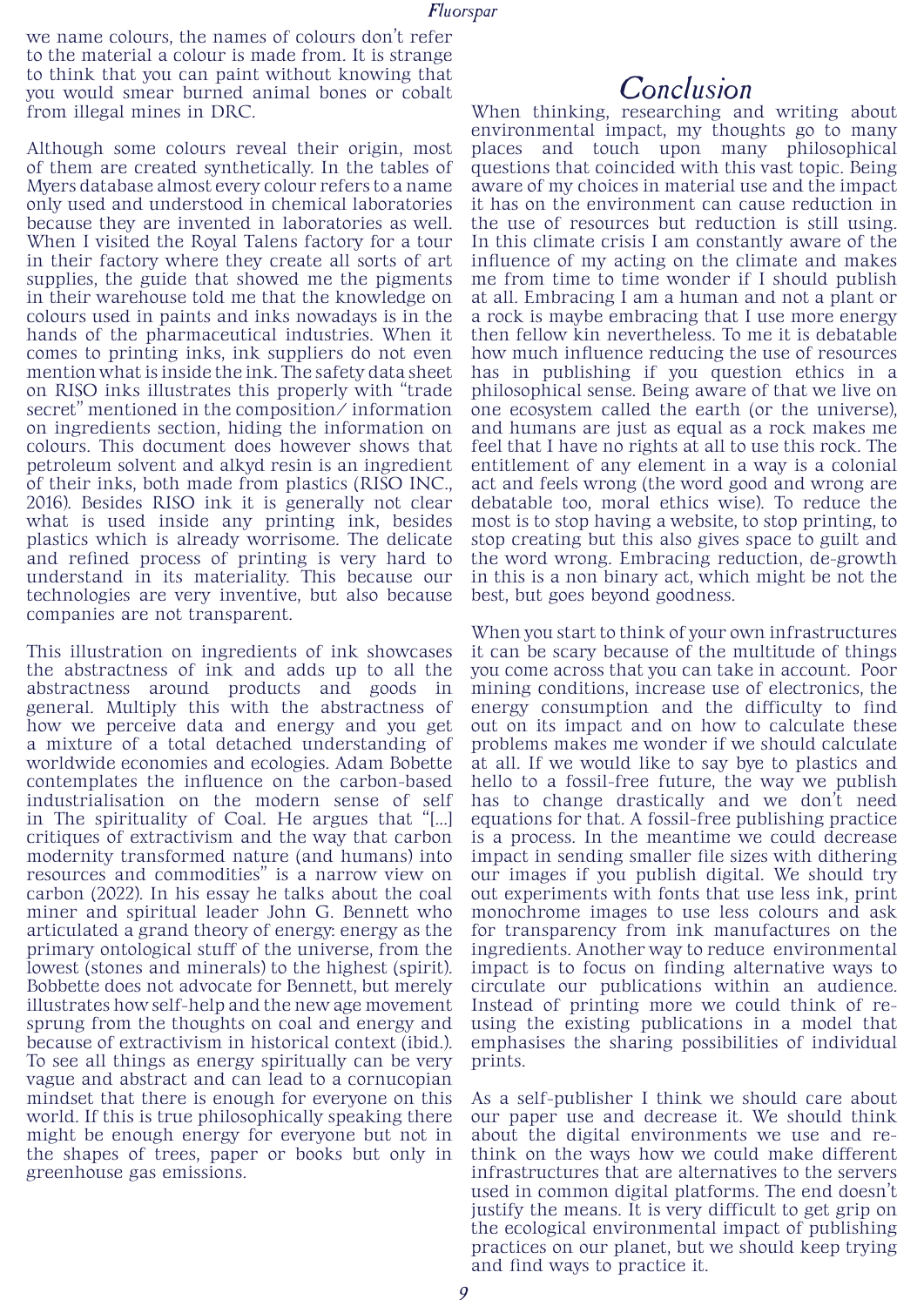we name colours, the names of colours don't refer to the material a colour is made from. It is strange to think that you can paint without knowing that you would smear burned animal bones or cobalt from illegal mines in DRC.

Although some colours reveal their origin, most of them are created synthetically. In the tables of Myers database almost every colour refers to a name only used and understood in chemical laboratories because they are invented in laboratories as well. When I visited the Royal Talens factory for a tour in their factory where they create all sorts of art supplies, the guide that showed me the pigments in their warehouse told me that the knowledge on colours used in paints and inks nowadays is in the hands of the pharmaceutical industries. When it comes to printing inks, ink suppliers do not even mention what is inside the ink. The safety data sheet on RISO inks illustrates this properly with "trade secret" mentioned in the composition/ information on ingredients section, hiding the information on colours. This document does however shows that petroleum solvent and alkyd resin is an ingredient of their inks, both made from plastics (RISO INC., 2016). Besides RISO ink it is generally not clear what is used inside any printing ink, besides plastics which is already worrisome. The delicate and refined process of printing is very hard to understand in its materiality. This because our technologies are very inventive, but also because companies are not transparent.

This illustration on ingredients of ink showcases the abstractness of ink and adds up to all the abstractness around products and goods in general. Multiply this with the abstractness of how we perceive data and energy and you get a mixture of a total detached understanding of worldwide economies and ecologies. Adam Bobette contemplates the influence on the carbon-based industrialisation on the modern sense of self in The spirituality of Coal. He argues that "[...] critiques of extractivism and the way that carbon modernity transformed nature (and humans) into resources and commodities" is a narrow view on carbon (2022). In his essay he talks about the coal miner and spiritual leader John G. Bennett who articulated a grand theory of energy: energy as the primary ontological stuff of the universe, from the lowest (stones and minerals) to the highest (spirit). Bobbette does not advocate for Bennett, but merely illustrates how self-help and the new age movement sprung from the thoughts on coal and energy and because of extractivism in historical context (ibid.). To see all things as energy spiritually can be very vague and abstract and can lead to a cornucopian mindset that there is enough for everyone on this world. If this is true philosophically speaking there might be enough energy for everyone but not in the shapes of trees, paper or books but only in greenhouse gas emissions.

# Conclusion

When thinking, researching and writing about environmental impact, my thoughts go to many places and touch upon many philosophical questions that coincided with this vast topic. Being aware of my choices in material use and the impact it has on the environment can cause reduction in the use of resources but reduction is still using. In this climate crisis I am constantly aware of the influence of my acting on the climate and makes me from time to time wonder if I should publish at all. Embracing I am a human and not a plant or a rock is maybe embracing that I use more energy then fellow kin nevertheless. To me it is debatable how much influence reducing the use of resources has in publishing if you question ethics in a philosophical sense. Being aware of that we live on one ecosystem called the earth (or the universe), and humans are just as equal as a rock makes me feel that I have no rights at all to use this rock. The entitlement of any element in a way is a colonial act and feels wrong (the word good and wrong are debatable too, moral ethics wise). To reduce the most is to stop having a website, to stop printing, to stop creating but this also gives space to guilt and the word wrong. Embracing reduction, de-growth in this is a non binary act, which might be not the best, but goes beyond goodness.

When you start to think of your own infrastructures it can be scary because of the multitude of things you come across that you can take in account. Poor mining conditions, increase use of electronics, the energy consumption and the difficulty to find out on its impact and on how to calculate these problems makes me wonder if we should calculate at all. If we would like to say bye to plastics and hello to a fossil-free future, the way we publish has to change drastically and we don't need equations for that. A fossil-free publishing practice is a process. In the meantime we could decrease impact in sending smaller file sizes with dithering our images if you publish digital. We should try out experiments with fonts that use less ink, print monochrome images to use less colours and ask for transparency from ink manufactures on the ingredients. Another way to reduce environmental impact is to focus on finding alternative ways to circulate our publications within an audience. Instead of printing more we could think of re-using the existing publications in a model that emphasises the sharing possibilities of individual prints.

As a self-publisher I think we should care about our paper use and decrease it. We should think about the digital environments we use and re-think on the ways how we could make different infrastructures that are alternatives to the servers used in common digital platforms. The end doesn't justify the means. It is very difficult to get grip on the ecological environmental impact of publishing practices on our planet, but we should keep trying and find ways to practice it.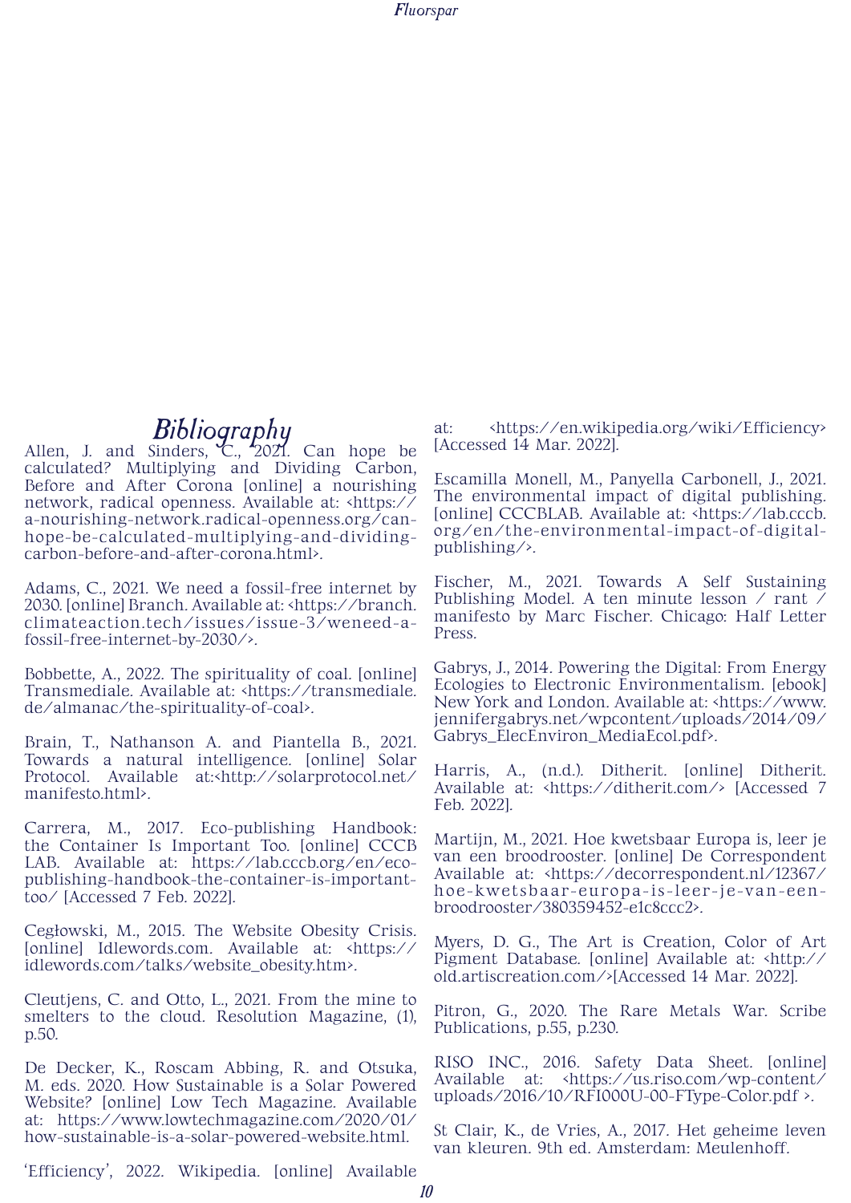# Bibliography

Allen, J. and Sinders, C., 2021. Can hope be calculated? Multiplying and Dividing Carbon, Before and After Corona [online] a nourishing network, radical openness. Available at: <https://a-nourishing-network.radical-openness.org/can-hope-be-calculated-multiplying-and-dividing-carbon-before-and-after-corona.html>.

Adams, C., 2021. We need a fossil-free internet by 2030. [online] Branch. Available at: <https://branch.climateaction.tech/issues/issue-3/weneed-a-fossil-free-internet-by-2030/>.

Bobbette, A., 2022. The spirituality of coal. [online] Transmediale. Available at: <https://transmediale.de/almanac/the-spirituality-of-coal>.

Brain, T., Nathanson A. and Piantella B., 2021. Towards a natural intelligence. [online] Solar Protocol. Available at:<http://solarprotocol.net/manifesto.html>.

Carrera, M., 2017. Eco-publishing Handbook: the Container Is Important Too. [online] CCCB LAB. Available at: https://lab.cccb.org/en/eco-publishing-handbook-the-container-is-important-too/ [Accessed 7 Feb. 2022].

Cegłowski, M., 2015. The Website Obesity Crisis. [online] Idlewords.com. Available at: <https://idlewords.com/talks/website_obesity.htm>.

Cleutjens, C. and Otto, L., 2021. From the mine to smelters to the cloud. Resolution Magazine, (1), p.50.

De Decker, K., Roscam Abbing, R. and Otsuka, M. eds. 2020. How Sustainable is a Solar Powered Website? [online] Low Tech Magazine. Available at: https://www.lowtechmagazine.com/2020/01/how-sustainable-is-a-solar-powered-website.html.

'Efficiency', 2022. Wikipedia. [online] Available at: <https://en.wikipedia.org/wiki/Efficiency> [Accessed 14 Mar. 2022].

Escamilla Monell, M., Panyella Carbonell, J., 2021. The environmental impact of digital publishing. [online] CCCBLAB. Available at: <https://lab.cccb.org/en/the-environmental-impact-of-digital-publishing/>.

Fischer, M., 2021. Towards A Self Sustaining Publishing Model. A ten minute lesson / rant / manifesto by Marc Fischer. Chicago: Half Letter Press.

Gabrys, J., 2014. Powering the Digital: From Energy Ecologies to Electronic Environmentalism. [ebook] New York and London. Available at: <https://www.jennifergabrys.net/wpcontent/uploads/2014/09/Gabrys_ElecEnviron_MediaEcol.pdf>.

Harris, A., (n.d.). Ditherit. [online] Ditherit. Available at: <https://ditherit.com/> [Accessed 7 Feb. 2022].

Martijn, M., 2021. Hoe kwetsbaar Europa is, leer je van een broodrooster. [online] De Correspondent Available at: <https://decorrespondent.nl/12367/hoe-kwetsbaar-europa-is-leer-je-van-een-broodrooster/380359452-e1c8ccc2>.

Myers, D. G., The Art is Creation, Color of Art Pigment Database. [online] Available at: <http://old.artiscreation.com/>[Accessed 14 Mar. 2022].

Pitron, G., 2020. The Rare Metals War. Scribe Publications, p.55, p.230.

RISO INC., 2016. Safety Data Sheet. [online] Available at: <https://us.riso.com/wp-content/uploads/2016/10/RFI000U-00-FType-Color.pdf >.

St Clair, K., de Vries, A., 2017. Het geheime leven van kleuren. 9th ed. Amsterdam: Meulenhoff.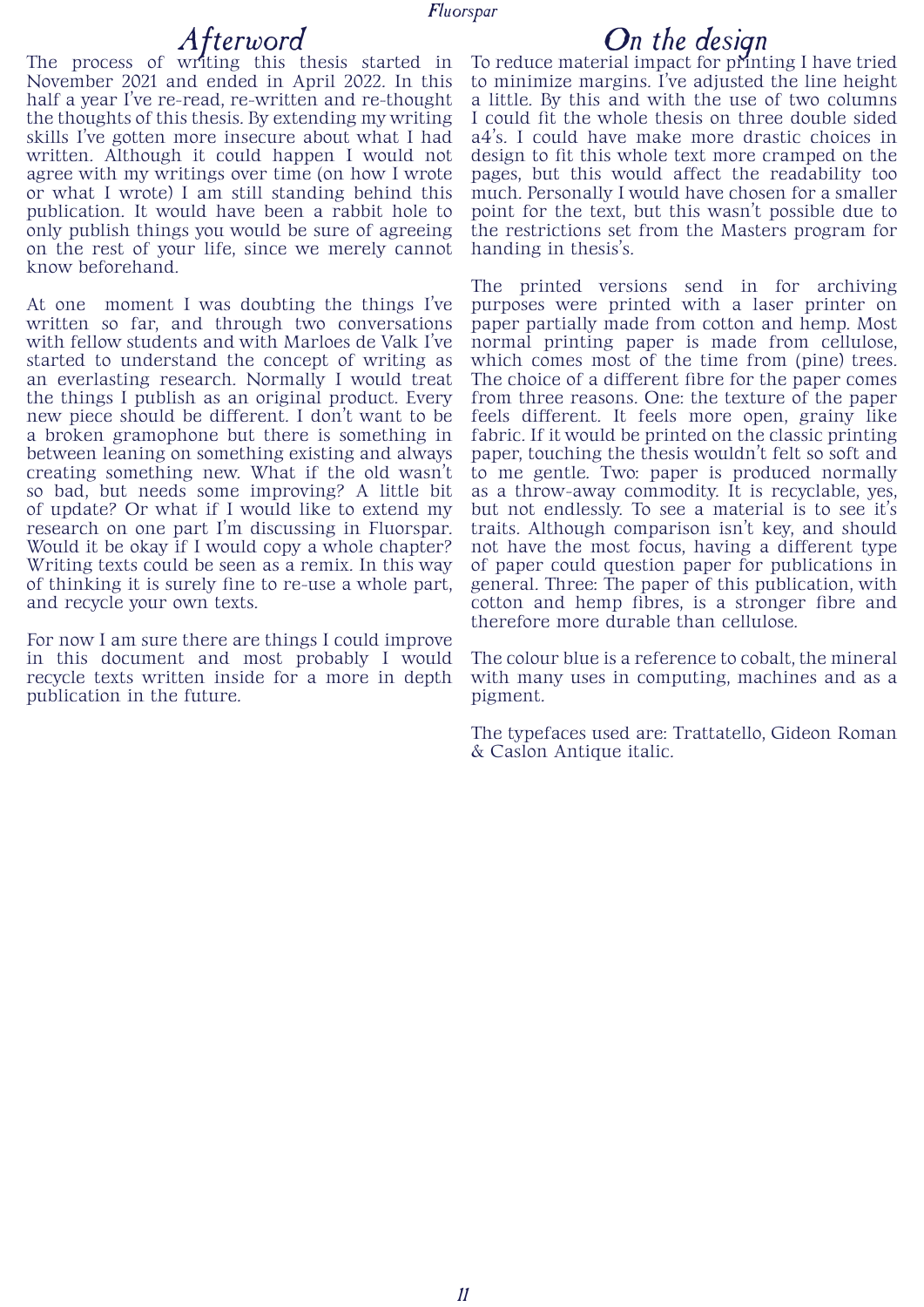# Afterword

The process of writing this thesis started in November 2021 and ended in April 2022. In this half a year I've re-read, re-written and re-thought the thoughts of this thesis. By extending my writing skills I've gotten more insecure about what I had written. Although it could happen I would not agree with my writings over time (on how I wrote or what I wrote) I am still standing behind this publication. It would have been a rabbit hole to only publish things you would be sure of agreeing on the rest of your life, since we merely cannot know beforehand.

At one moment I was doubting the things I've written so far, and through two conversations with fellow students and with Marloes de Valk I've started to understand the concept of writing as an everlasting research. Normally I would treat the things I publish as an original product. Every new piece should be different. I don't want to be a broken gramophone but there is something in between leaning on something existing and always creating something new. What if the old wasn't so bad, but needs some improving? A little bit of update? Or what if I would like to extend my research on one part I'm discussing in Fluorspar. Would it be okay if I would copy a whole chapter? Writing texts could be seen as a remix. In this way of thinking it is surely fine to re-use a whole part, and recycle your own texts.

For now I am sure there are things I could improve in this document and most probably I would recycle texts written inside for a more in depth publication in the future.

# On the design

To reduce material impact for printing I have tried to minimize margins. I've adjusted the line height a little. By this and with the use of two columns I could fit the whole thesis on three double sided a4's. I could have make more drastic choices in design to fit this whole text more cramped on the pages, but this would affect the readability too much. Personally I would have chosen for a smaller point for the text, but this wasn't possible due to the restrictions set from the Masters program for handing in thesis's.

The printed versions send in for archiving purposes were printed with a laser printer on paper partially made from cotton and hemp. Most normal printing paper is made from cellulose, which comes most of the time from (pine) trees. The choice of a different fibre for the paper comes from three reasons. One: the texture of the paper feels different. It feels more open, grainy like fabric. If it would be printed on the classic printing paper, touching the thesis wouldn't felt so soft and to me gentle. Two: paper is produced normally as a throw-away commodity. It is recyclable, yes, but not endlessly. To see a material is to see it's traits. Although comparison isn't key, and should not have the most focus, having a different type of paper could question paper for publications in general. Three: The paper of this publication, with cotton and hemp fibres, is a stronger fibre and therefore more durable than cellulose.

The colour blue is a reference to cobalt, the mineral with many uses in computing, machines and as a pigment.

The typefaces used are: Trattatello, Gideon Roman & Caslon Antique italic.